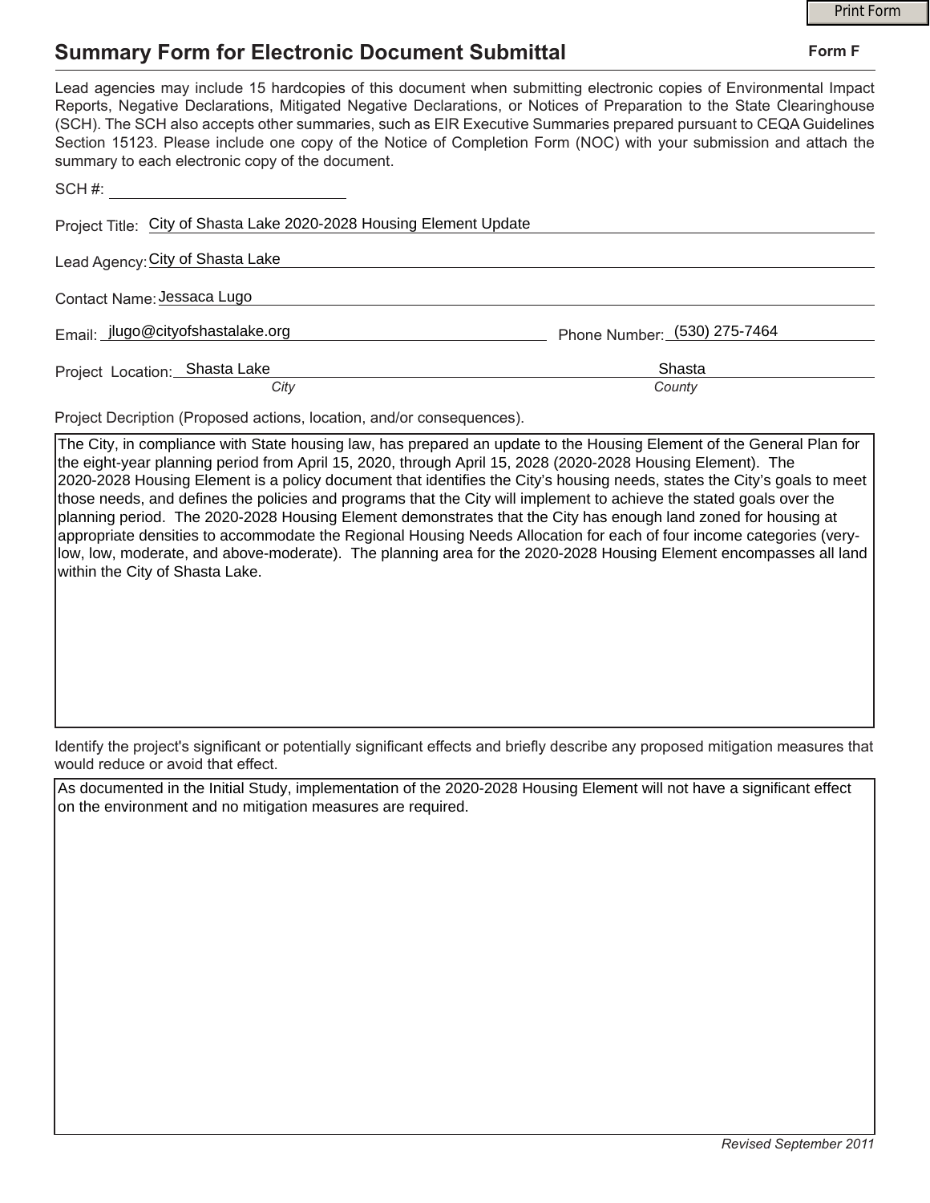# Summary Form for Electronic Document Submittal

**Form F**

Lead agencies may include 15 hardcopies of this document when submitting electronic copies of Environmental Impact Reports, Negative Declarations, Mitigated Negative Declarations, or Notices of Preparation to the State Clearinghouse (SCH). The SCH also accepts other summaries, such as EIR Executive Summaries prepared pursuant to CEQA Guidelines Section 15123. Please include one copy of the Notice of Completion Form (NOC) with your submission and attach the summary to each electronic copy of the document.

SCH #: ______________________

Project Title: City of Shasta Lake 2020-2028 Housing Element Update

Lead Agency: City of Shasta Lake

Contact Name: Jessaca Lugo

Email: jlugo@cityofshastalake.org    Phone Number: (530) 275-7464

Project Location: Shasta Lake (*City*)    Shasta (*County*)

Project Decription (Proposed actions, location, and/or consequences).

The City, in compliance with State housing law, has prepared an update to the Housing Element of the General Plan for the eight-year planning period from April 15, 2020, through April 15, 2028 (2020-2028 Housing Element). The 2020-2028 Housing Element is a policy document that identifies the City's housing needs, states the City's goals to meet those needs, and defines the policies and programs that the City will implement to achieve the stated goals over the planning period. The 2020-2028 Housing Element demonstrates that the City has enough land zoned for housing at appropriate densities to accommodate the Regional Housing Needs Allocation for each of four income categories (very-low, low, moderate, and above-moderate). The planning area for the 2020-2028 Housing Element encompasses all land within the City of Shasta Lake.

Identify the project's significant or potentially significant effects and briefly describe any proposed mitigation measures that would reduce or avoid that effect.

As documented in the Initial Study, implementation of the 2020-2028 Housing Element will not have a significant effect on the environment and no mitigation measures are required.

*Revised September 2011*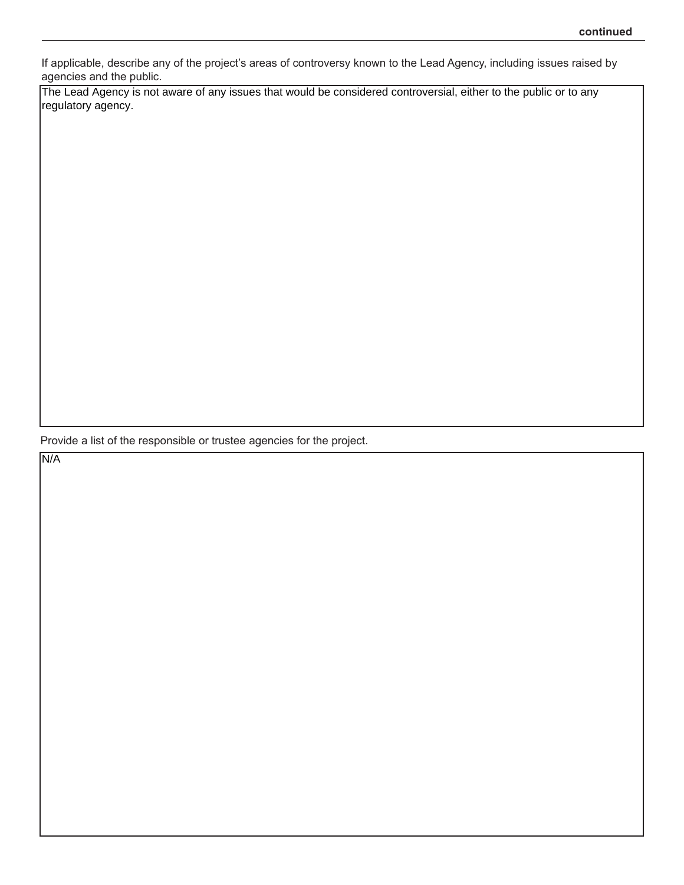If applicable, describe any of the project's areas of controversy known to the Lead Agency, including issues raised by agencies and the public.

The Lead Agency is not aware of any issues that would be considered controversial, either to the public or to any regulatory agency.

Provide a list of the responsible or trustee agencies for the project.

N/A